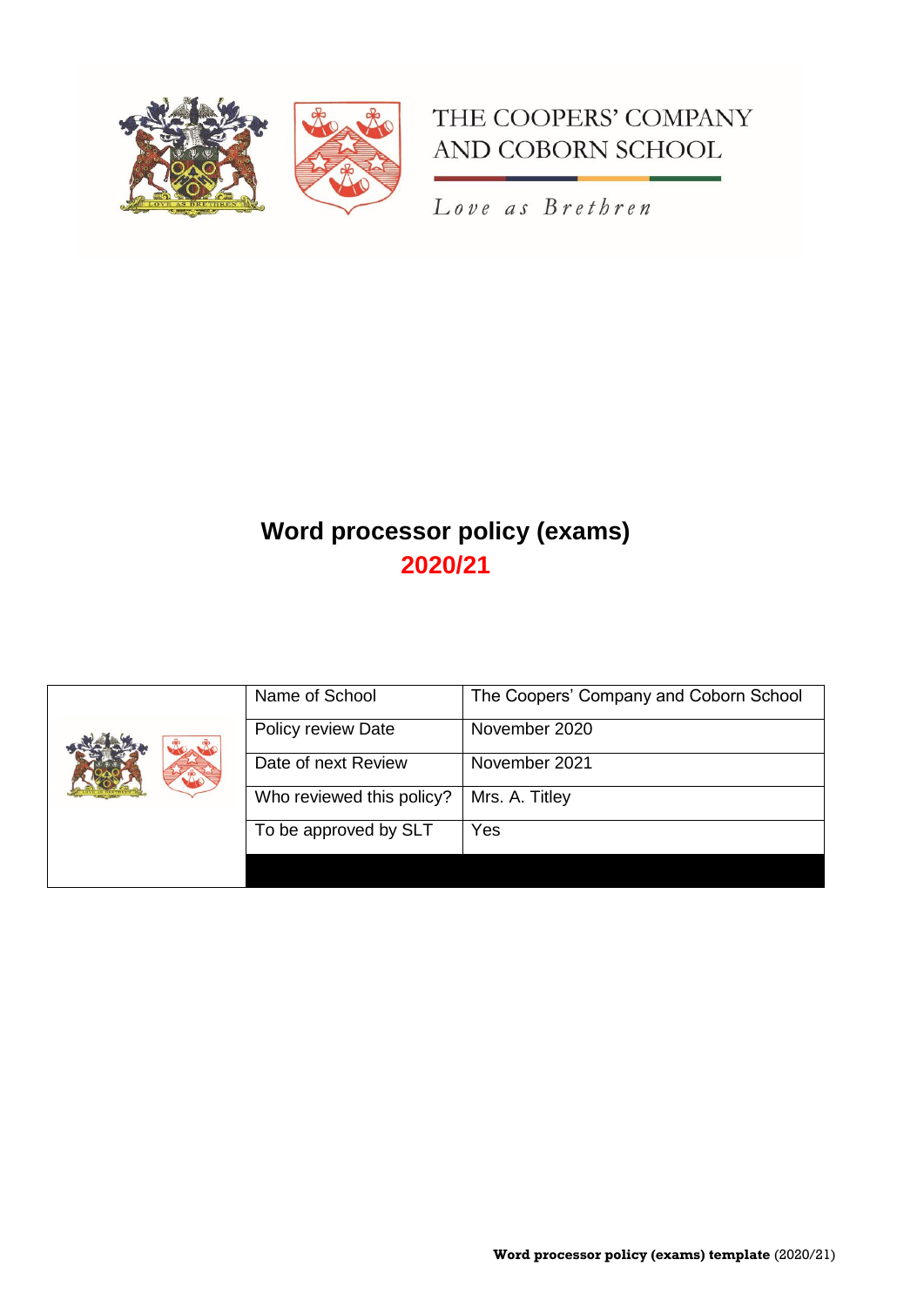THE COOPERS' COMPANY AND COBORN SCHOOL

*Love as Brethren*

# Word processor policy (exams)

## 2020/21

| | |
|---|---|
| Name of School | The Coopers' Company and Coborn School |
| Policy review Date | November 2020 |
| Date of next Review | November 2021 |
| Who reviewed this policy? | Mrs. A. Titley |
| To be approved by SLT | Yes |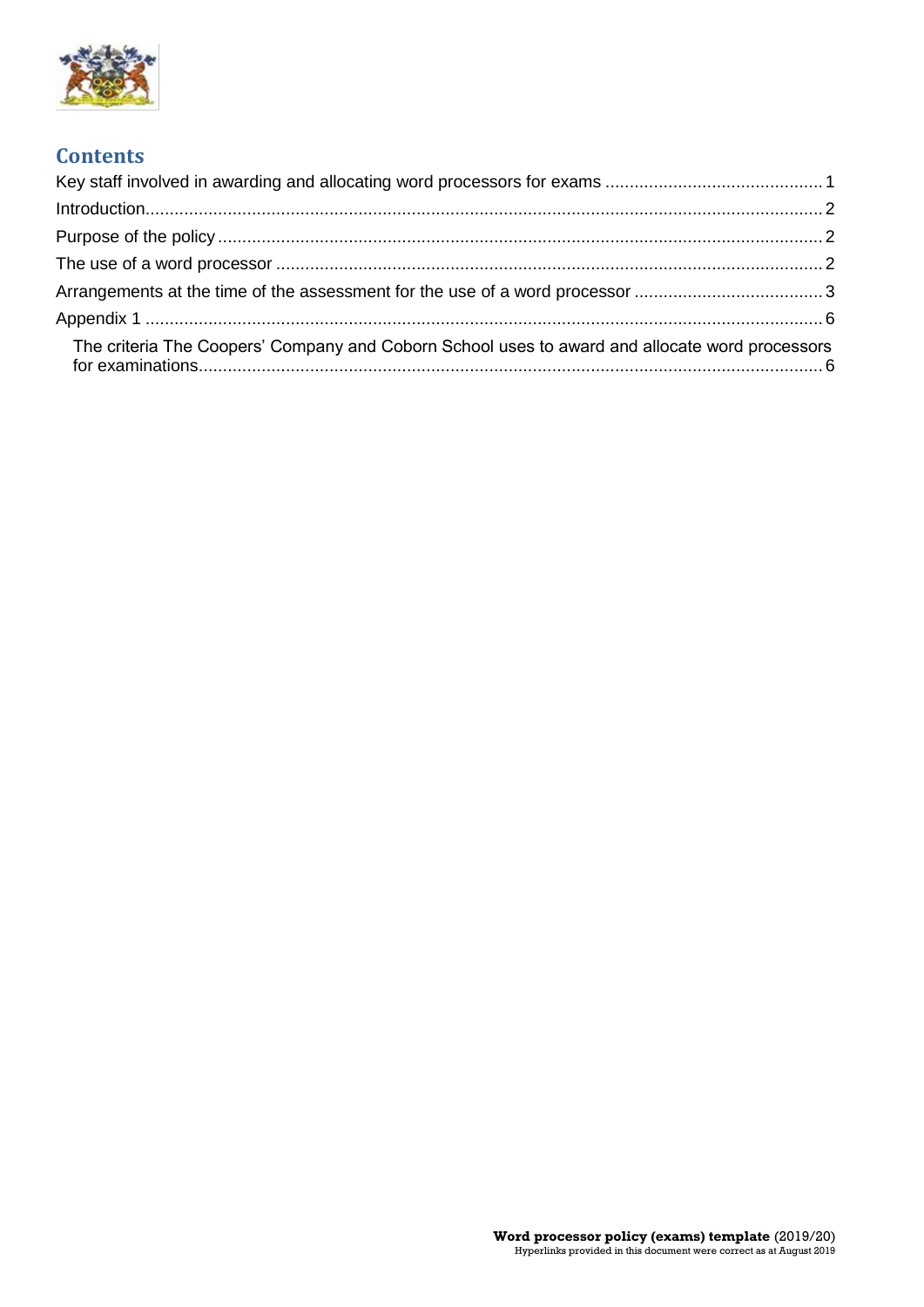## Contents

- Key staff involved in awarding and allocating word processors for exams ... 1
- Introduction ... 2
- Purpose of the policy ... 2
- The use of a word processor ... 2
- Arrangements at the time of the assessment for the use of a word processor ... 3
- Appendix 1 ... 6
  - The criteria The Coopers' Company and Coborn School uses to award and allocate word processors for examinations ... 6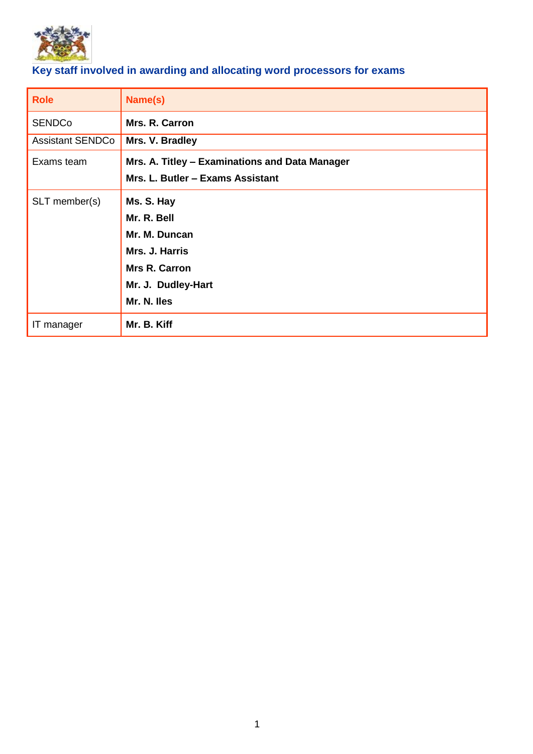## Key staff involved in awarding and allocating word processors for exams

| Role | Name(s) |
|---|---|
| SENDCo | **Mrs. R. Carron** |
| Assistant SENDCo | **Mrs. V. Bradley** |
| Exams team | **Mrs. A. Titley – Examinations and Data Manager**<br>**Mrs. L. Butler – Exams Assistant** |
| SLT member(s) | **Ms. S. Hay**<br>**Mr. R. Bell**<br>**Mr. M. Duncan**<br>**Mrs. J. Harris**<br>**Mrs R. Carron**<br>**Mr. J. Dudley-Hart**<br>**Mr. N. Iles** |
| IT manager | **Mr. B. Kiff** |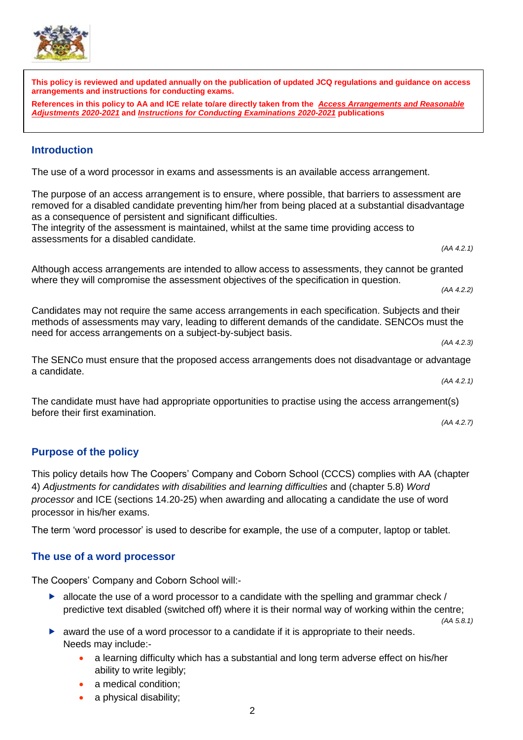**This policy is reviewed and updated annually on the publication of updated JCQ regulations and guidance on access arrangements and instructions for conducting exams.**

**References in this policy to AA and ICE relate to/are directly taken from the** ***Access Arrangements and Reasonable Adjustments 2020-2021*** **and** ***Instructions for Conducting Examinations 2020-2021*** **publications**

## Introduction

The use of a word processor in exams and assessments is an available access arrangement.

The purpose of an access arrangement is to ensure, where possible, that barriers to assessment are removed for a disabled candidate preventing him/her from being placed at a substantial disadvantage as a consequence of persistent and significant difficulties.
The integrity of the assessment is maintained, whilst at the same time providing access to assessments for a disabled candidate.

*(AA 4.2.1)*

Although access arrangements are intended to allow access to assessments, they cannot be granted where they will compromise the assessment objectives of the specification in question.

*(AA 4.2.2)*

Candidates may not require the same access arrangements in each specification. Subjects and their methods of assessments may vary, leading to different demands of the candidate. SENCOs must the need for access arrangements on a subject-by-subject basis.

*(AA 4.2.3)*

The SENCo must ensure that the proposed access arrangements does not disadvantage or advantage a candidate.

*(AA 4.2.1)*

The candidate must have had appropriate opportunities to practise using the access arrangement(s) before their first examination.

*(AA 4.2.7)*

## Purpose of the policy

This policy details how The Coopers' Company and Coborn School (CCCS) complies with AA (chapter 4) *Adjustments for candidates with disabilities and learning difficulties* and (chapter 5.8) *Word processor* and ICE (sections 14.20-25) when awarding and allocating a candidate the use of word processor in his/her exams.

The term 'word processor' is used to describe for example, the use of a computer, laptop or tablet.

## The use of a word processor

The Coopers' Company and Coborn School will:-

- allocate the use of a word processor to a candidate with the spelling and grammar check / predictive text disabled (switched off) where it is their normal way of working within the centre;

  *(AA 5.8.1)*
- award the use of a word processor to a candidate if it is appropriate to their needs. Needs may include:-
  - a learning difficulty which has a substantial and long term adverse effect on his/her ability to write legibly;
  - a medical condition;
  - a physical disability;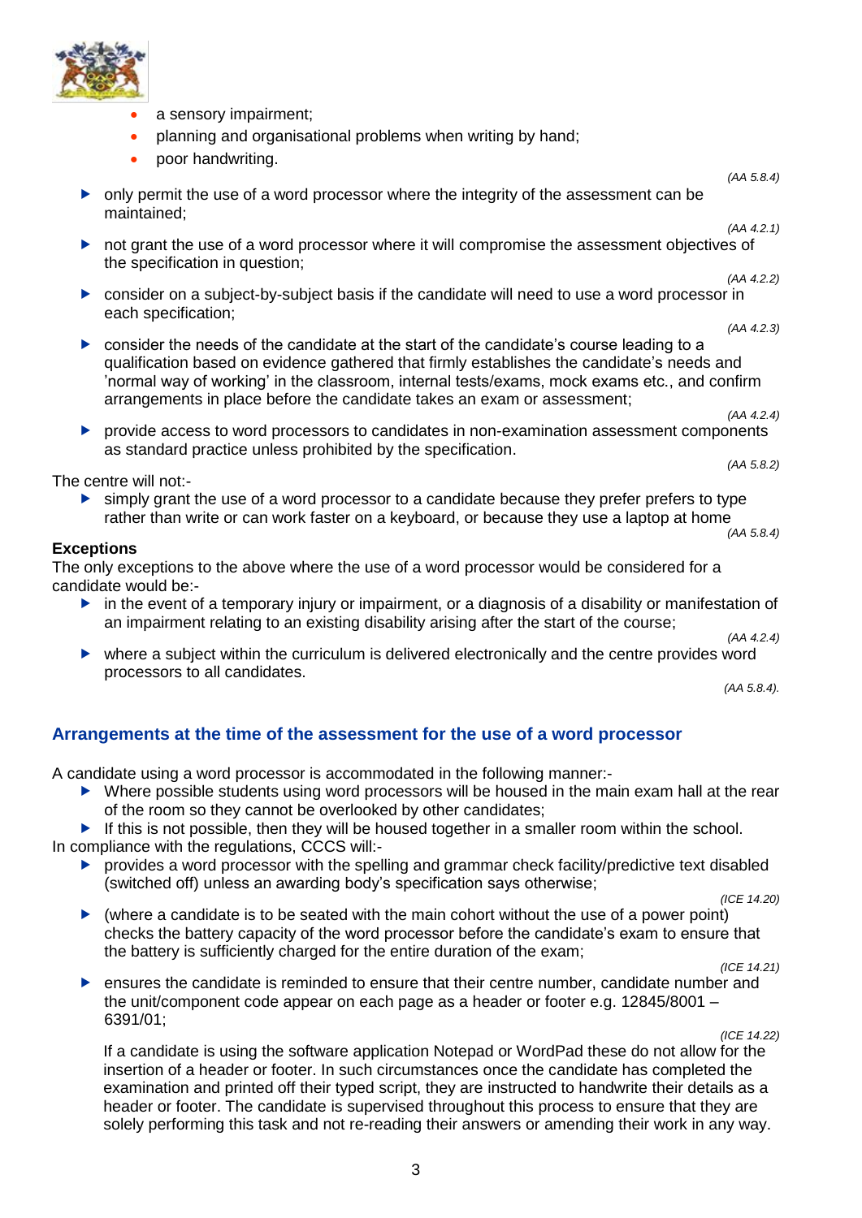- a sensory impairment;
- planning and organisational problems when writing by hand;
- poor handwriting.

*(AA 5.8.4)*

- only permit the use of a word processor where the integrity of the assessment can be maintained;

*(AA 4.2.1)*

- not grant the use of a word processor where it will compromise the assessment objectives of the specification in question;

*(AA 4.2.2)*

- consider on a subject-by-subject basis if the candidate will need to use a word processor in each specification;

*(AA 4.2.3)*

- consider the needs of the candidate at the start of the candidate's course leading to a qualification based on evidence gathered that firmly establishes the candidate's needs and 'normal way of working' in the classroom, internal tests/exams, mock exams etc., and confirm arrangements in place before the candidate takes an exam or assessment;

*(AA 4.2.4)*

- provide access to word processors to candidates in non-examination assessment components as standard practice unless prohibited by the specification.

*(AA 5.8.2)*

The centre will not:-

- simply grant the use of a word processor to a candidate because they prefer prefers to type rather than write or can work faster on a keyboard, or because they use a laptop at home

*(AA 5.8.4)*

**Exceptions**

The only exceptions to the above where the use of a word processor would be considered for a candidate would be:-

- in the event of a temporary injury or impairment, or a diagnosis of a disability or manifestation of an impairment relating to an existing disability arising after the start of the course;

*(AA 4.2.4)*

- where a subject within the curriculum is delivered electronically and the centre provides word processors to all candidates.

*(AA 5.8.4).*

## Arrangements at the time of the assessment for the use of a word processor

A candidate using a word processor is accommodated in the following manner:-

- Where possible students using word processors will be housed in the main exam hall at the rear of the room so they cannot be overlooked by other candidates;
- If this is not possible, then they will be housed together in a smaller room within the school.

In compliance with the regulations, CCCS will:-

- provides a word processor with the spelling and grammar check facility/predictive text disabled (switched off) unless an awarding body's specification says otherwise;

*(ICE 14.20)*

- (where a candidate is to be seated with the main cohort without the use of a power point) checks the battery capacity of the word processor before the candidate's exam to ensure that the battery is sufficiently charged for the entire duration of the exam;

*(ICE 14.21)*

- ensures the candidate is reminded to ensure that their centre number, candidate number and the unit/component code appear on each page as a header or footer e.g. 12845/8001 – 6391/01;

*(ICE 14.22)*

If a candidate is using the software application Notepad or WordPad these do not allow for the insertion of a header or footer. In such circumstances once the candidate has completed the examination and printed off their typed script, they are instructed to handwrite their details as a header or footer. The candidate is supervised throughout this process to ensure that they are solely performing this task and not re-reading their answers or amending their work in any way.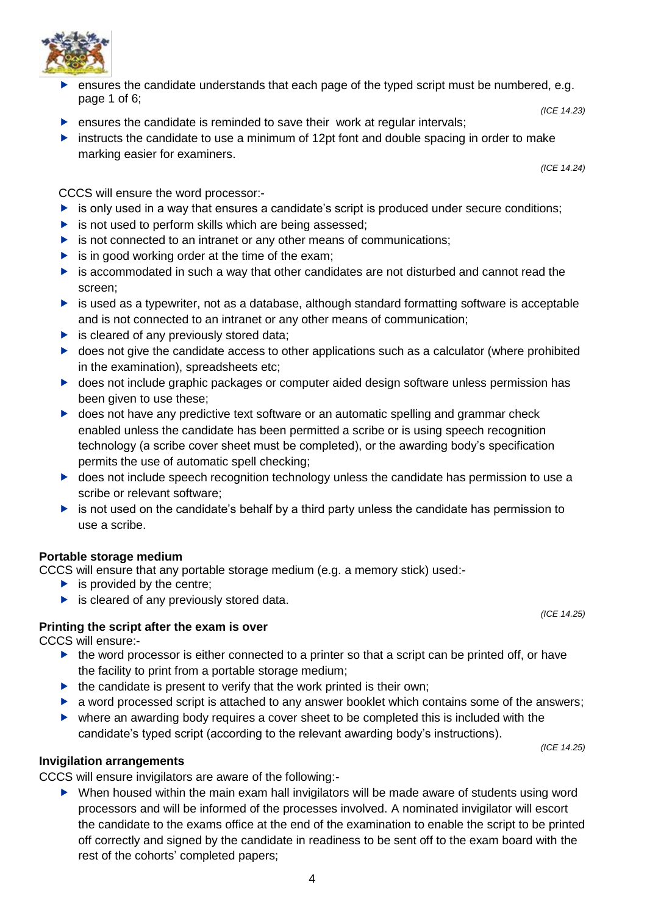- ensures the candidate understands that each page of the typed script must be numbered, e.g. page 1 of 6;

*(ICE 14.23)*

- ensures the candidate is reminded to save their work at regular intervals;
- instructs the candidate to use a minimum of 12pt font and double spacing in order to make marking easier for examiners.

*(ICE 14.24)*

CCCS will ensure the word processor:-

- is only used in a way that ensures a candidate's script is produced under secure conditions;
- is not used to perform skills which are being assessed;
- is not connected to an intranet or any other means of communications;
- is in good working order at the time of the exam;
- is accommodated in such a way that other candidates are not disturbed and cannot read the screen;
- is used as a typewriter, not as a database, although standard formatting software is acceptable and is not connected to an intranet or any other means of communication;
- is cleared of any previously stored data;
- does not give the candidate access to other applications such as a calculator (where prohibited in the examination), spreadsheets etc;
- does not include graphic packages or computer aided design software unless permission has been given to use these;
- does not have any predictive text software or an automatic spelling and grammar check enabled unless the candidate has been permitted a scribe or is using speech recognition technology (a scribe cover sheet must be completed), or the awarding body's specification permits the use of automatic spell checking;
- does not include speech recognition technology unless the candidate has permission to use a scribe or relevant software;
- is not used on the candidate's behalf by a third party unless the candidate has permission to use a scribe.

**Portable storage medium**

CCCS will ensure that any portable storage medium (e.g. a memory stick) used:-

- is provided by the centre;
- is cleared of any previously stored data.

*(ICE 14.25)*

**Printing the script after the exam is over**

CCCS will ensure:-

- the word processor is either connected to a printer so that a script can be printed off, or have the facility to print from a portable storage medium;
- the candidate is present to verify that the work printed is their own;
- a word processed script is attached to any answer booklet which contains some of the answers;
- where an awarding body requires a cover sheet to be completed this is included with the candidate's typed script (according to the relevant awarding body's instructions).

*(ICE 14.25)*

**Invigilation arrangements**

CCCS will ensure invigilators are aware of the following:-

- When housed within the main exam hall invigilators will be made aware of students using word processors and will be informed of the processes involved. A nominated invigilator will escort the candidate to the exams office at the end of the examination to enable the script to be printed off correctly and signed by the candidate in readiness to be sent off to the exam board with the rest of the cohorts' completed papers;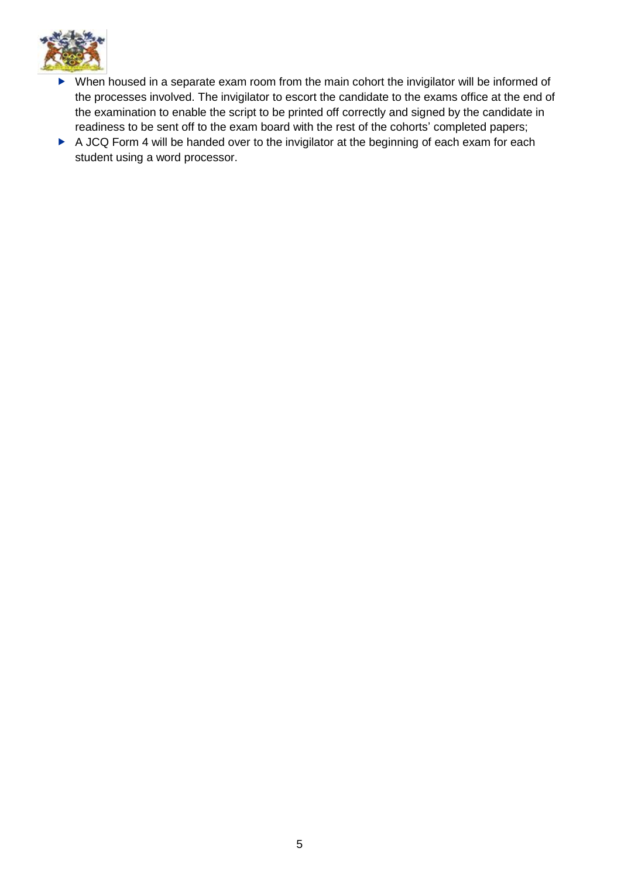- When housed in a separate exam room from the main cohort the invigilator will be informed of the processes involved. The invigilator to escort the candidate to the exams office at the end of the examination to enable the script to be printed off correctly and signed by the candidate in readiness to be sent off to the exam board with the rest of the cohorts' completed papers;
- A JCQ Form 4 will be handed over to the invigilator at the beginning of each exam for each student using a word processor.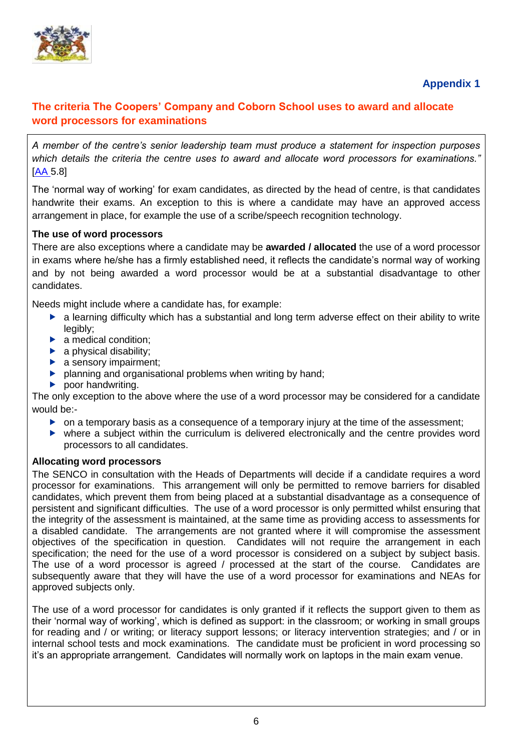**Appendix 1**

## The criteria The Coopers' Company and Coborn School uses to award and allocate word processors for examinations

*A member of the centre's senior leadership team must produce a statement for inspection purposes which details the criteria the centre uses to award and allocate word processors for examinations."* [AA 5.8]

The 'normal way of working' for exam candidates, as directed by the head of centre, is that candidates handwrite their exams. An exception to this is where a candidate may have an approved access arrangement in place, for example the use of a scribe/speech recognition technology.

**The use of word processors**

There are also exceptions where a candidate may be **awarded / allocated** the use of a word processor in exams where he/she has a firmly established need, it reflects the candidate's normal way of working and by not being awarded a word processor would be at a substantial disadvantage to other candidates.

Needs might include where a candidate has, for example:

- a learning difficulty which has a substantial and long term adverse effect on their ability to write legibly;
- a medical condition;
- a physical disability;
- a sensory impairment;
- planning and organisational problems when writing by hand;
- poor handwriting.

The only exception to the above where the use of a word processor may be considered for a candidate would be:-

- on a temporary basis as a consequence of a temporary injury at the time of the assessment;
- where a subject within the curriculum is delivered electronically and the centre provides word processors to all candidates.

**Allocating word processors**

The SENCO in consultation with the Heads of Departments will decide if a candidate requires a word processor for examinations. This arrangement will only be permitted to remove barriers for disabled candidates, which prevent them from being placed at a substantial disadvantage as a consequence of persistent and significant difficulties. The use of a word processor is only permitted whilst ensuring that the integrity of the assessment is maintained, at the same time as providing access to assessments for a disabled candidate. The arrangements are not granted where it will compromise the assessment objectives of the specification in question. Candidates will not require the arrangement in each specification; the need for the use of a word processor is considered on a subject by subject basis. The use of a word processor is agreed / processed at the start of the course. Candidates are subsequently aware that they will have the use of a word processor for examinations and NEAs for approved subjects only.

The use of a word processor for candidates is only granted if it reflects the support given to them as their 'normal way of working', which is defined as support: in the classroom; or working in small groups for reading and / or writing; or literacy support lessons; or literacy intervention strategies; and / or in internal school tests and mock examinations. The candidate must be proficient in word processing so it's an appropriate arrangement. Candidates will normally work on laptops in the main exam venue.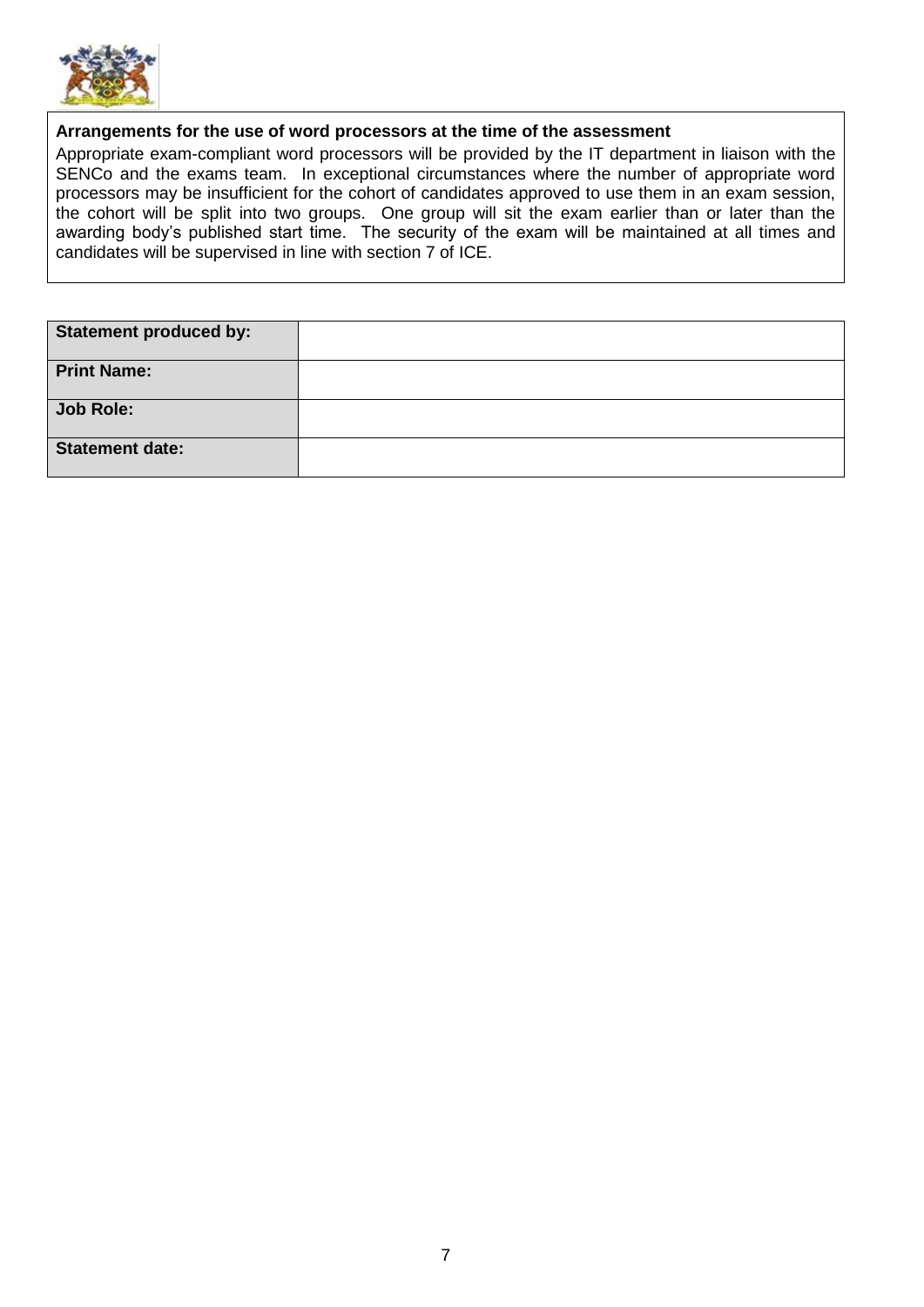**Arrangements for the use of word processors at the time of the assessment**

Appropriate exam-compliant word processors will be provided by the IT department in liaison with the SENCo and the exams team. In exceptional circumstances where the number of appropriate word processors may be insufficient for the cohort of candidates approved to use them in an exam session, the cohort will be split into two groups. One group will sit the exam earlier than or later than the awarding body's published start time. The security of the exam will be maintained at all times and candidates will be supervised in line with section 7 of ICE.

| | |
|---|---|
| **Statement produced by:** | |
| **Print Name:** | |
| **Job Role:** | |
| **Statement date:** | |